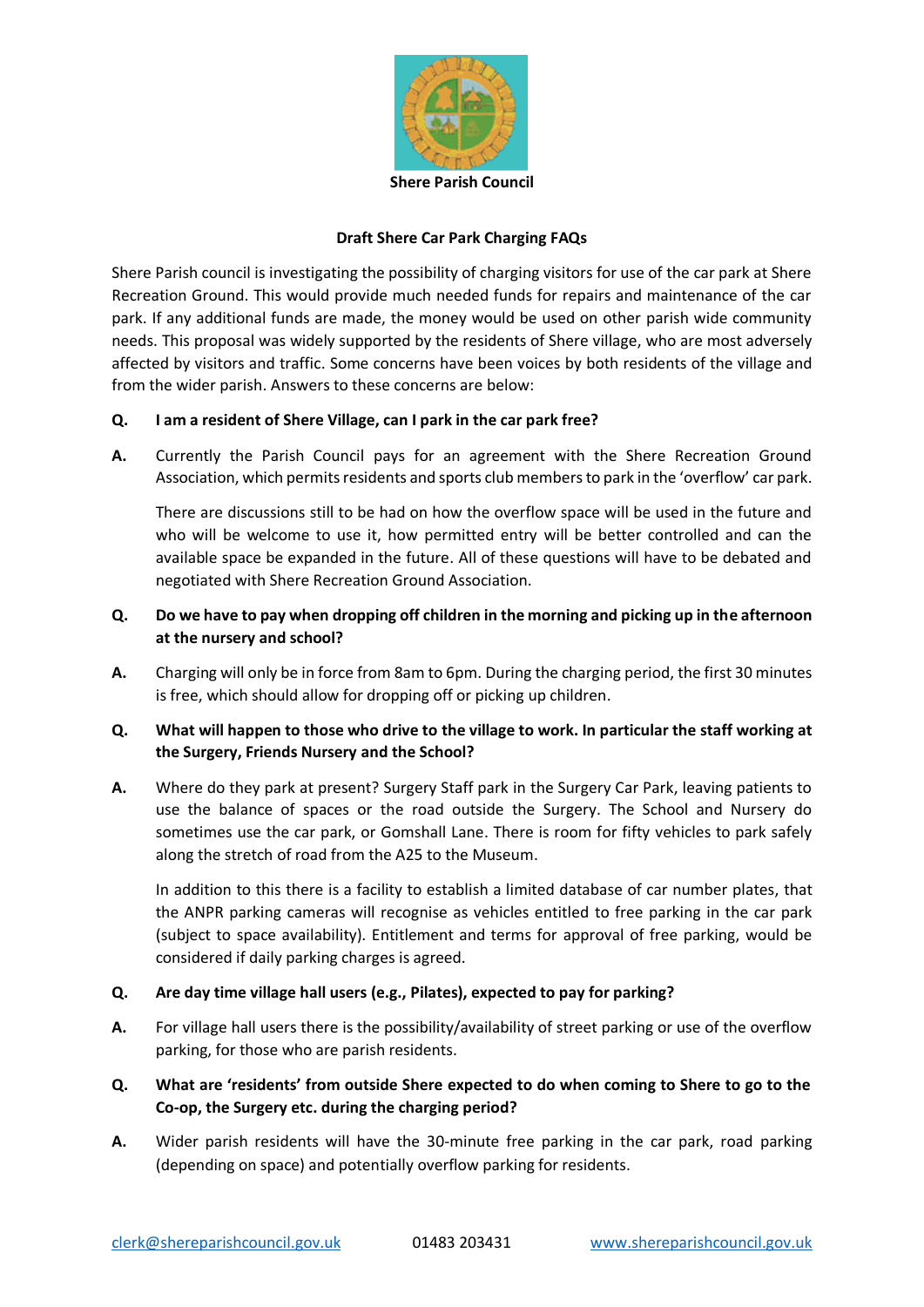**Shere Parish Council**

## Draft Shere Car Park Charging FAQs

Shere Parish council is investigating the possibility of charging visitors for use of the car park at Shere Recreation Ground. This would provide much needed funds for repairs and maintenance of the car park. If any additional funds are made, the money would be used on other parish wide community needs. This proposal was widely supported by the residents of Shere village, who are most adversely affected by visitors and traffic. Some concerns have been voices by both residents of the village and from the wider parish. Answers to these concerns are below:

**Q. I am a resident of Shere Village, can I park in the car park free?**

**A.** Currently the Parish Council pays for an agreement with the Shere Recreation Ground Association, which permits residents and sports club members to park in the 'overflow' car park.

There are discussions still to be had on how the overflow space will be used in the future and who will be welcome to use it, how permitted entry will be better controlled and can the available space be expanded in the future. All of these questions will have to be debated and negotiated with Shere Recreation Ground Association.

**Q. Do we have to pay when dropping off children in the morning and picking up in the afternoon at the nursery and school?**

**A.** Charging will only be in force from 8am to 6pm. During the charging period, the first 30 minutes is free, which should allow for dropping off or picking up children.

**Q. What will happen to those who drive to the village to work. In particular the staff working at the Surgery, Friends Nursery and the School?**

**A.** Where do they park at present? Surgery Staff park in the Surgery Car Park, leaving patients to use the balance of spaces or the road outside the Surgery. The School and Nursery do sometimes use the car park, or Gomshall Lane. There is room for fifty vehicles to park safely along the stretch of road from the A25 to the Museum.

In addition to this there is a facility to establish a limited database of car number plates, that the ANPR parking cameras will recognise as vehicles entitled to free parking in the car park (subject to space availability). Entitlement and terms for approval of free parking, would be considered if daily parking charges is agreed.

**Q. Are day time village hall users (e.g., Pilates), expected to pay for parking?**

**A.** For village hall users there is the possibility/availability of street parking or use of the overflow parking, for those who are parish residents.

**Q. What are 'residents' from outside Shere expected to do when coming to Shere to go to the Co-op, the Surgery etc. during the charging period?**

**A.** Wider parish residents will have the 30-minute free parking in the car park, road parking (depending on space) and potentially overflow parking for residents.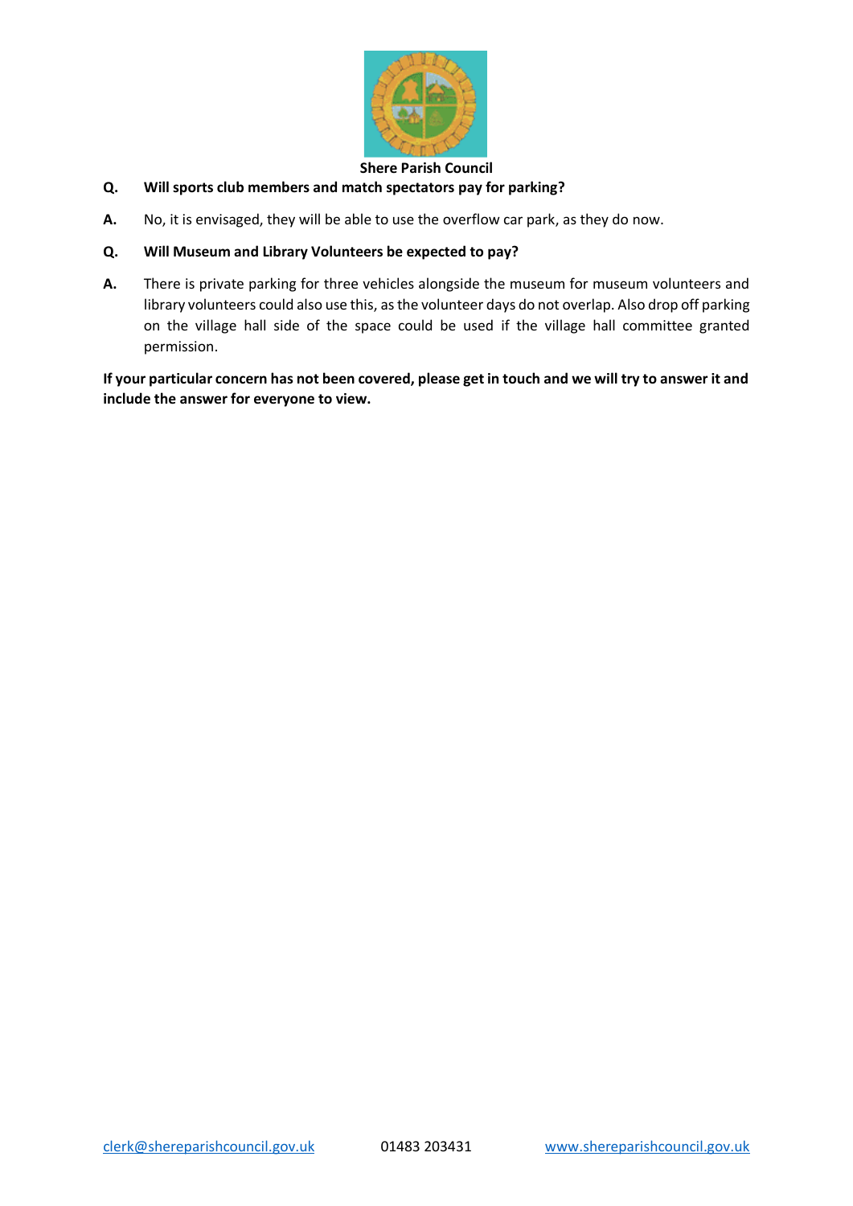**Shere Parish Council**

**Q. Will sports club members and match spectators pay for parking?**

**A.** No, it is envisaged, they will be able to use the overflow car park, as they do now.

**Q. Will Museum and Library Volunteers be expected to pay?**

**A.** There is private parking for three vehicles alongside the museum for museum volunteers and library volunteers could also use this, as the volunteer days do not overlap. Also drop off parking on the village hall side of the space could be used if the village hall committee granted permission.

**If your particular concern has not been covered, please get in touch and we will try to answer it and include the answer for everyone to view.**

clerk@shereparishcouncil.gov.uk 01483 203431 www.shereparishcouncil.gov.uk